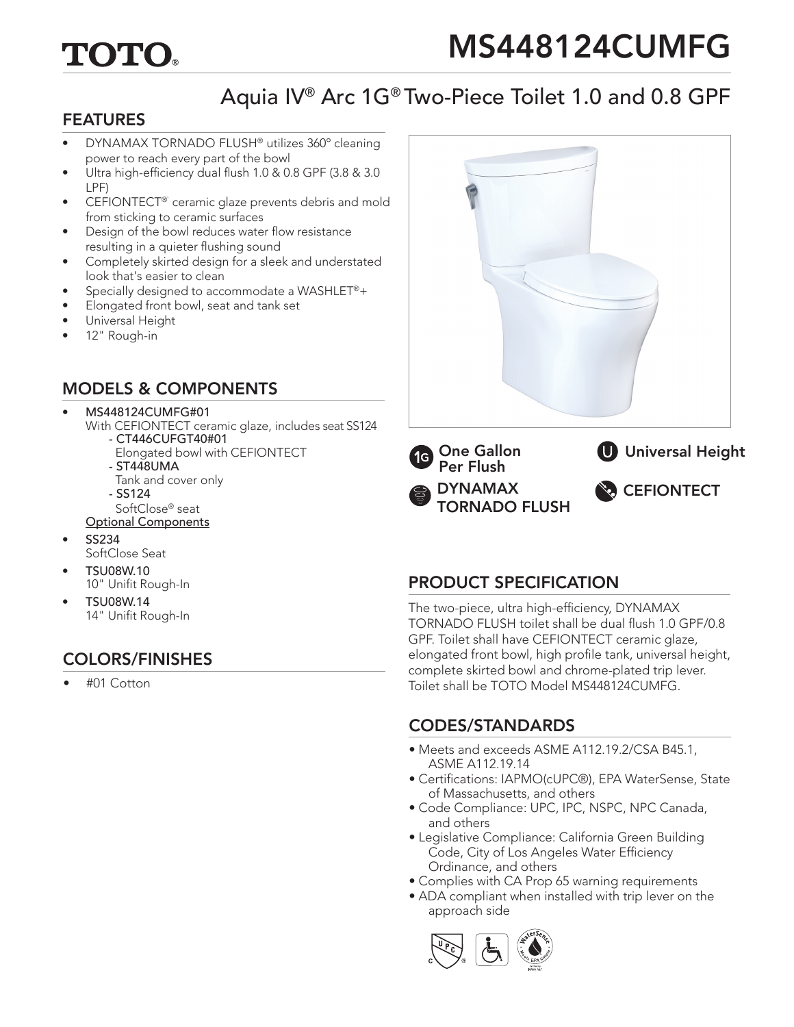# TOTO

# MS448124CUMFG

## Aquia IV® Arc 1G® Two-Piece Toilet 1.0 and 0.8 GPF

## FEATURES

- DYNAMAX TORNADO FLUSH® utilizes 360° cleaning power to reach every part of the bowl
- Ultra high-efficiency dual flush 1.0 & 0.8 GPF (3.8 & 3.0 LPF)
- CEFIONTECT® ceramic glaze prevents debris and mold from sticking to ceramic surfaces
- Design of the bowl reduces water flow resistance resulting in a quieter flushing sound
- Completely skirted design for a sleek and understated look that's easier to clean
- Specially designed to accommodate a WASHLET®+
- Elongated front bowl, seat and tank set
- Universal Height
- 12" Rough-in

## MODELS & COMPONENTS

- MS448124CUMFG#01
  With CEFIONTECT ceramic glaze, includes seat SS124
  - CT446CUFGT40#01
    Elongated bowl with CEFIONTECT
  - ST448UMA
    Tank and cover only
  - SS124
    SoftClose® seat

  Optional Components
- SS234
  SoftClose Seat
- TSU08W.10
  10" Unifit Rough-In
- TSU08W.14
  14" Unifit Rough-In

## COLORS/FINISHES

- #01 Cotton

One Gallon Per Flush

Universal Height

DYNAMAX TORNADO FLUSH

CEFIONTECT

## PRODUCT SPECIFICATION

The two-piece, ultra high-efficiency, DYNAMAX TORNADO FLUSH toilet shall be dual flush 1.0 GPF/0.8 GPF. Toilet shall have CEFIONTECT ceramic glaze, elongated front bowl, high profile tank, universal height, complete skirted bowl and chrome-plated trip lever. Toilet shall be TOTO Model MS448124CUMFG.

## CODES/STANDARDS

- Meets and exceeds ASME A112.19.2/CSA B45.1, ASME A112.19.14
- Certifications: IAPMO(cUPC®), EPA WaterSense, State of Massachusetts, and others
- Code Compliance: UPC, IPC, NSPC, NPC Canada, and others
- Legislative Compliance: California Green Building Code, City of Los Angeles Water Efficiency Ordinance, and others
- Complies with CA Prop 65 warning requirements
- ADA compliant when installed with trip lever on the approach side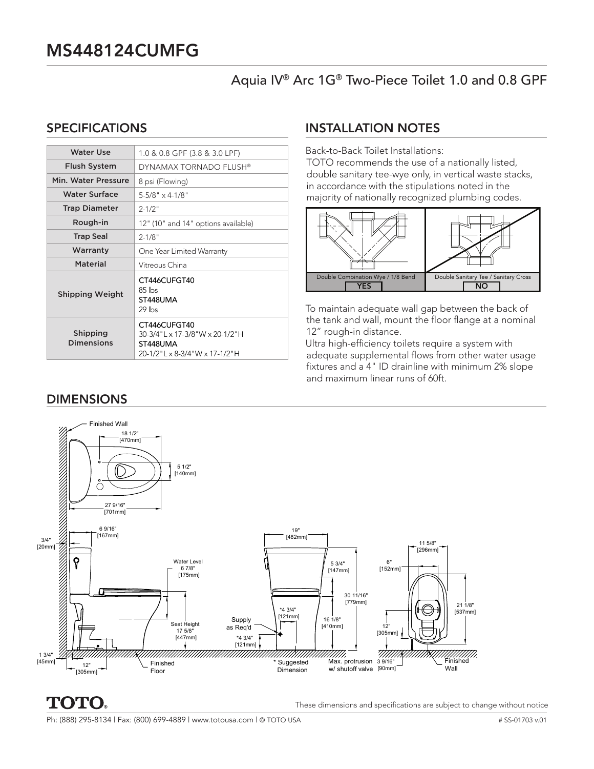# MS448124CUMFG

## Aquia IV® Arc 1G® Two-Piece Toilet 1.0 and 0.8 GPF

## SPECIFICATIONS

| | |
|---|---|
| Water Use | 1.0 & 0.8 GPF (3.8 & 3.0 LPF) |
| Flush System | DYNAMAX TORNADO FLUSH® |
| Min. Water Pressure | 8 psi (Flowing) |
| Water Surface | 5-5/8" x 4-1/8" |
| Trap Diameter | 2-1/2" |
| Rough-in | 12" (10" and 14" options available) |
| Trap Seal | 2-1/8" |
| Warranty | One Year Limited Warranty |
| Material | Vitreous China |
| Shipping Weight | CT446CUFGT40<br>85 lbs<br>ST448UMA<br>29 lbs |
| Shipping Dimensions | CT446CUFGT40<br>30-3/4"L x 17-3/8"W x 20-1/2"H<br>ST448UMA<br>20-1/2"L x 8-3/4"W x 17-1/2"H |

## INSTALLATION NOTES

Back-to-Back Toilet Installations:
TOTO recommends the use of a nationally listed, double sanitary tee-wye only, in vertical waste stacks, in accordance with the stipulations noted in the majority of nationally recognized plumbing codes.

Double Combination Wye / 1/8 Bend
YES

Double Sanitary Tee / Sanitary Cross
NO

To maintain adequate wall gap between the back of the tank and wall, mount the floor flange at a nominal 12" rough-in distance.
Ultra high-efficiency toilets require a system with adequate supplemental flows from other water usage fixtures and a 4" ID drainline with minimum 2% slope and maximum linear runs of 60ft.

## DIMENSIONS

Finished Wall
18 1/2" [470mm]
5 1/2" [140mm]
27 9/16" [701mm]
6 9/16" [167mm]
3/4" [20mm]
Water Level 6 7/8" [175mm]
Seat Height 17 5/8" [447mm]
1 3/4" [45mm]
12" [305mm]
Finished Floor
19" [482mm]
5 3/4" [147mm]
30 11/16" [779mm]
*4 3/4" [121mm]
16 1/8" [410mm]
Supply as Req'd
*4 3/4" [121mm]
* Suggested Dimension
Max. protrusion w/ shutoff valve 3 9/16" [90mm]
11 5/8" [296mm]
6" [152mm]
21 1/8" [537mm]
12" [305mm]
Finished Wall

These dimensions and specifications are subject to change without notice

Ph: (888) 295-8134 | Fax: (800) 699-4889 | www.totousa.com | © TOTO USA

# SS-01703 v.01